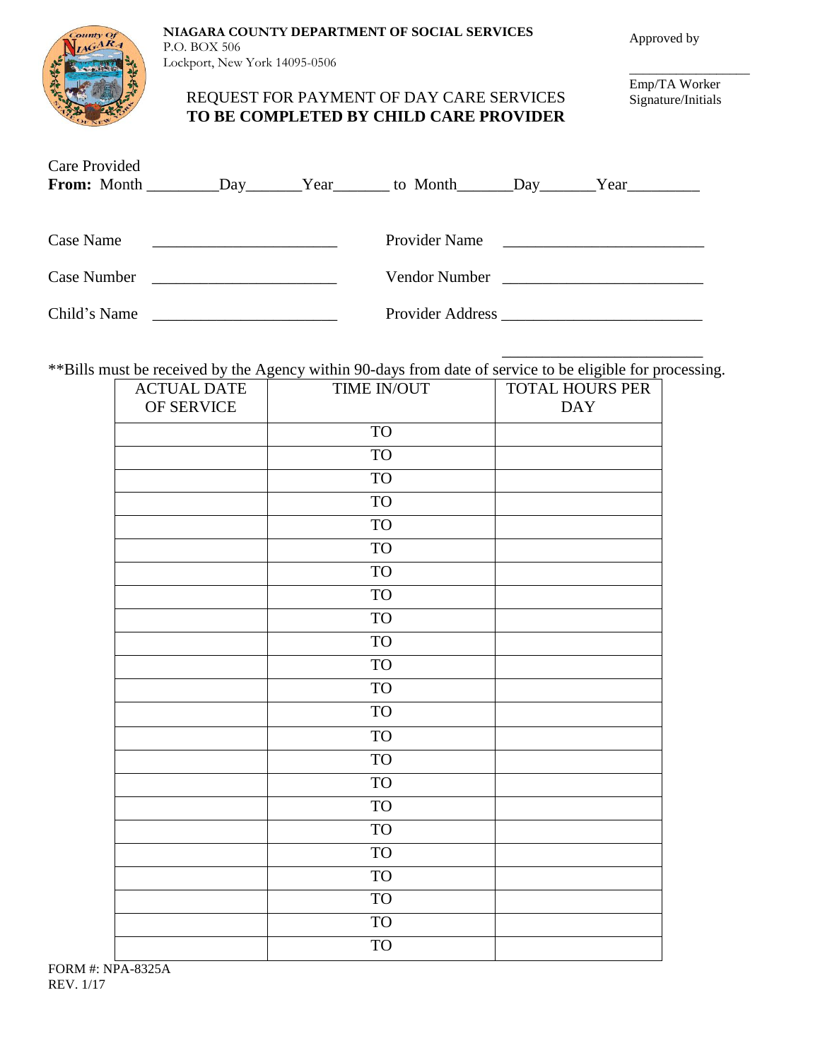**NIAGARA COUNTY DEPARTMENT OF SOCIAL SERVICES**
P.O. BOX 506
Lockport, New York 14095-0506

Approved by

_________________
Emp/TA Worker
Signature/Initials

## REQUEST FOR PAYMENT OF DAY CARE SERVICES
## TO BE COMPLETED BY CHILD CARE PROVIDER

Care Provided
**From:** Month _________Day_______Year_______ to Month_______Day_______Year_________

Case Name ______________________ Provider Name ________________________

Case Number ______________________ Vendor Number ________________________

Child's Name ______________________ Provider Address ________________________

________________________

**Bills must be received by the Agency within 90-days from date of service to be eligible for processing.

| ACTUAL DATE OF SERVICE | TIME IN/OUT | TOTAL HOURS PER DAY |
|---|---|---|
| | TO | |
| | TO | |
| | TO | |
| | TO | |
| | TO | |
| | TO | |
| | TO | |
| | TO | |
| | TO | |
| | TO | |
| | TO | |
| | TO | |
| | TO | |
| | TO | |
| | TO | |
| | TO | |
| | TO | |
| | TO | |
| | TO | |
| | TO | |
| | TO | |
| | TO | |
| | TO | |

FORM #: NPA-8325A
REV. 1/17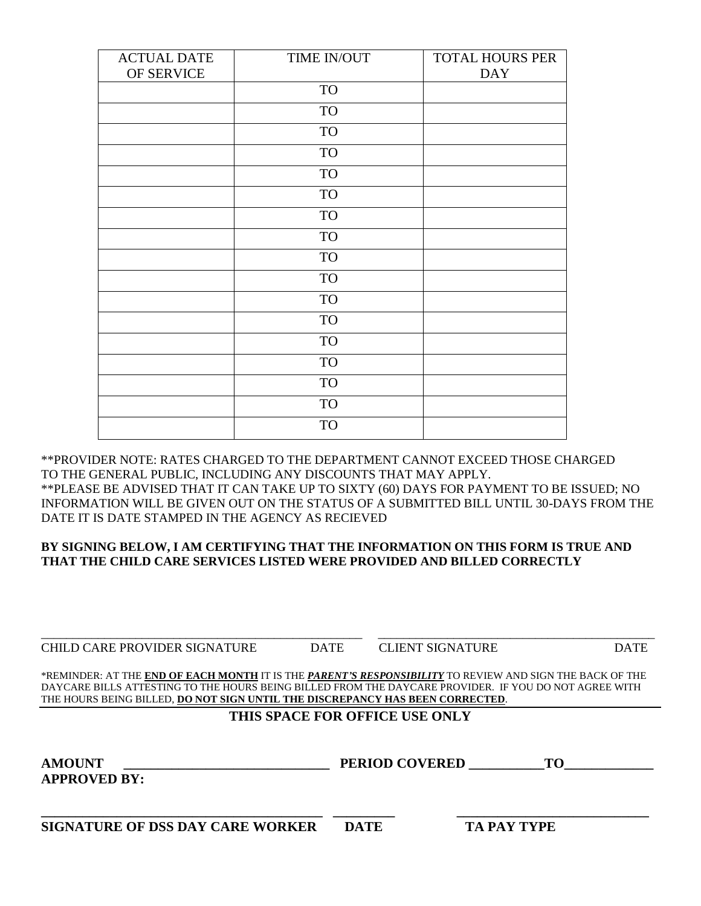| ACTUAL DATE OF SERVICE | TIME IN/OUT | TOTAL HOURS PER DAY |
|---|---|---|
| | TO | |
| | TO | |
| | TO | |
| | TO | |
| | TO | |
| | TO | |
| | TO | |
| | TO | |
| | TO | |
| | TO | |
| | TO | |
| | TO | |
| | TO | |
| | TO | |
| | TO | |
| | TO | |
| | TO | |

**PROVIDER NOTE: RATES CHARGED TO THE DEPARTMENT CANNOT EXCEED THOSE CHARGED TO THE GENERAL PUBLIC, INCLUDING ANY DISCOUNTS THAT MAY APPLY.
**PLEASE BE ADVISED THAT IT CAN TAKE UP TO SIXTY (60) DAYS FOR PAYMENT TO BE ISSUED; NO INFORMATION WILL BE GIVEN OUT ON THE STATUS OF A SUBMITTED BILL UNTIL 30-DAYS FROM THE DATE IT IS DATE STAMPED IN THE AGENCY AS RECIEVED

**BY SIGNING BELOW, I AM CERTIFYING THAT THE INFORMATION ON THIS FORM IS TRUE AND THAT THE CHILD CARE SERVICES LISTED WERE PROVIDED AND BILLED CORRECTLY**

\_\_\_\_\_\_\_\_\_\_\_\_\_\_\_\_\_\_\_\_\_\_\_\_\_\_\_\_\_\_\_\_\_\_\_\_\_\_\_\_\_\_\_\_\_\_\_\_ \_\_\_\_\_\_\_\_\_\_\_\_\_\_\_\_\_\_\_\_\_\_\_\_\_\_\_\_\_\_\_\_\_\_\_\_\_\_\_\_\_\_\_\_\_\_
CHILD CARE PROVIDER SIGNATURE DATE CLIENT SIGNATURE DATE

*REMINDER: AT THE **END OF EACH MONTH** IT IS THE ***PARENT'S RESPONSIBILITY*** TO REVIEW AND SIGN THE BACK OF THE DAYCARE BILLS ATTESTING TO THE HOURS BEING BILLED FROM THE DAYCARE PROVIDER. IF YOU DO NOT AGREE WITH THE HOURS BEING BILLED, **DO NOT SIGN UNTIL THE DISCREPANCY HAS BEEN CORRECTED**.

**THIS SPACE FOR OFFICE USE ONLY**

**AMOUNT APPROVED BY:** \_\_\_\_\_\_\_\_\_\_\_\_\_\_\_\_\_\_\_\_\_\_\_\_\_\_\_\_\_\_ **PERIOD COVERED** \_\_\_\_\_\_\_\_\_\_\_**TO**\_\_\_\_\_\_\_\_\_\_\_\_\_

\_\_\_\_\_\_\_\_\_\_\_\_\_\_\_\_\_\_\_\_\_\_\_\_\_\_\_\_\_\_\_\_\_\_\_\_\_\_\_\_ \_\_\_\_\_\_\_\_\_ \_\_\_\_\_\_\_\_\_\_\_\_\_\_\_\_\_\_\_\_\_\_\_\_\_\_\_\_
**SIGNATURE OF DSS DAY CARE WORKER DATE TA PAY TYPE**